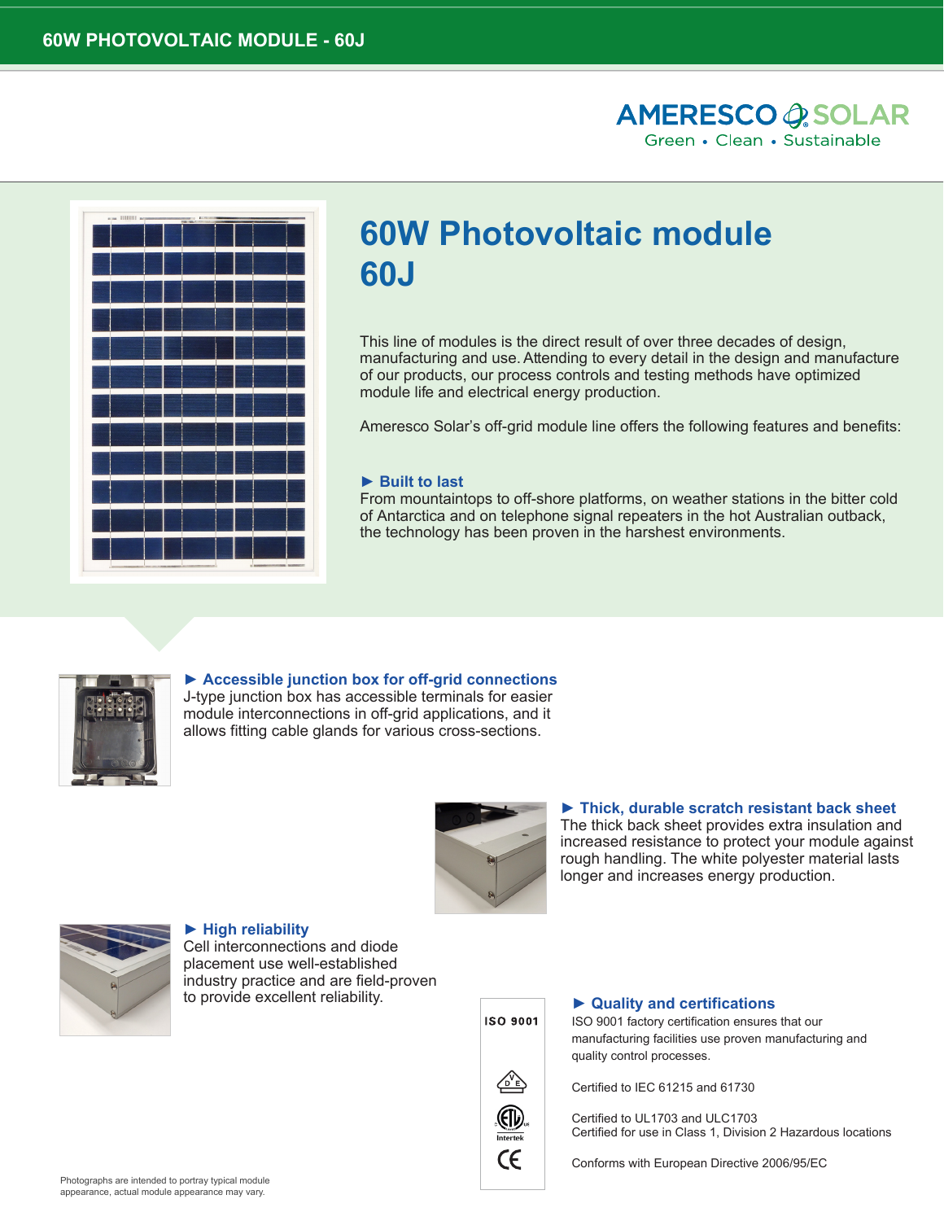AMERESCO SOLAR
Green • Clean • Sustainable

# 60W Photovoltaic module 60J

This line of modules is the direct result of over three decades of design, manufacturing and use. Attending to every detail in the design and manufacture of our products, our process controls and testing methods have optimized module life and electrical energy production.

Ameresco Solar's off-grid module line offers the following features and benefits:

### ► Built to last

From mountaintops to off-shore platforms, on weather stations in the bitter cold of Antarctica and on telephone signal repeaters in the hot Australian outback, the technology has been proven in the harshest environments.

### ► Accessible junction box for off-grid connections

J-type junction box has accessible terminals for easier module interconnections in off-grid applications, and it allows fitting cable glands for various cross-sections.

### ► Thick, durable scratch resistant back sheet

The thick back sheet provides extra insulation and increased resistance to protect your module against rough handling. The white polyester material lasts longer and increases energy production.

### ► High reliability

Cell interconnections and diode placement use well-established industry practice and are field-proven to provide excellent reliability.

### ► Quality and certifications

ISO 9001

ISO 9001 factory certification ensures that our manufacturing facilities use proven manufacturing and quality control processes.

Certified to IEC 61215 and 61730

Certified to UL1703 and ULC1703
Certified for use in Class 1, Division 2 Hazardous locations

Conforms with European Directive 2006/95/EC

Photographs are intended to portray typical module appearance, actual module appearance may vary.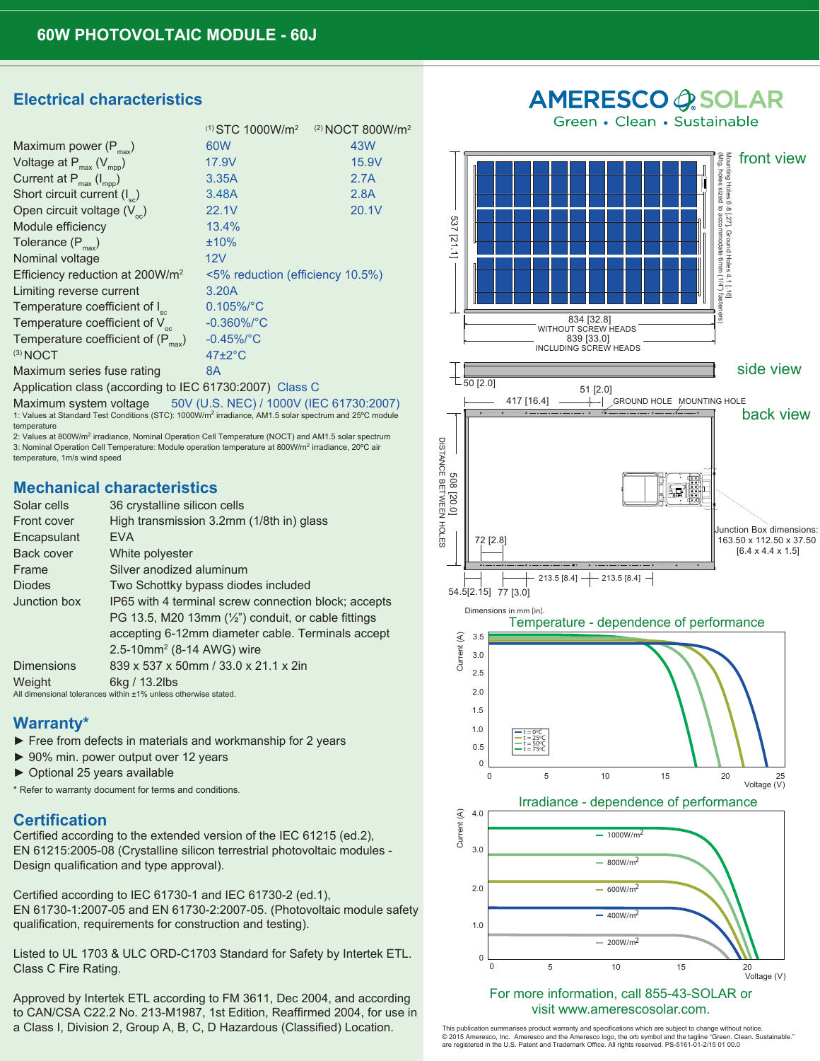# 60W PHOTOVOLTAIC MODULE - 60J

## Electrical characteristics

| | (1) STC 1000W/m² | (2) NOCT 800W/m² |
|---|---|---|
| Maximum power ($P_{max}$) | 60W | 43W |
| Voltage at $P_{max}$ ($V_{mpp}$) | 17.9V | 15.9V |
| Current at $P_{max}$ ($I_{mpp}$) | 3.35A | 2.7A |
| Short circuit current ($I_{sc}$) | 3.48A | 2.8A |
| Open circuit voltage ($V_{oc}$) | 22.1V | 20.1V |
| Module efficiency | 13.4% | |
| Tolerance ($P_{max}$) | ±10% | |
| Nominal voltage | 12V | |
| Efficiency reduction at 200W/m² | <5% reduction (efficiency 10.5%) | |
| Limiting reverse current | 3.20A | |
| Temperature coefficient of $I_{sc}$ | 0.105%/°C | |
| Temperature coefficient of $V_{oc}$ | -0.360%/°C | |
| Temperature coefficient of ($P_{max}$) | -0.45%/°C | |
| (3) NOCT | 47±2°C | |
| Maximum series fuse rating | 8A | |

Application class (according to IEC 61730:2007) Class C

Maximum system voltage 50V (U.S. NEC) / 1000V (IEC 61730:2007)

1: Values at Standard Test Conditions (STC): 1000W/m² irradiance, AM1.5 solar spectrum and 25ºC module temperature

2: Values at 800W/m² irradiance, Nominal Operation Cell Temperature (NOCT) and AM1.5 solar spectrum

3: Nominal Operation Cell Temperature: Module operation temperature at 800W/m² irradiance, 20ºC air temperature, 1m/s wind speed

## Mechanical characteristics

| | |
|---|---|
| Solar cells | 36 crystalline silicon cells |
| Front cover | High transmission 3.2mm (1/8th in) glass |
| Encapsulant | EVA |
| Back cover | White polyester |
| Frame | Silver anodized aluminum |
| Diodes | Two Schottky bypass diodes included |
| Junction box | IP65 with 4 terminal screw connection block; accepts PG 13.5, M20 13mm (½") conduit, or cable fittings accepting 6-12mm diameter cable. Terminals accept 2.5-10mm² (8-14 AWG) wire |
| Dimensions | 839 x 537 x 50mm / 33.0 x 21.1 x 2in |
| Weight | 6kg / 13.2lbs |

All dimensional tolerances within ±1% unless otherwise stated.

## Warranty*

- ► Free from defects in materials and workmanship for 2 years
- ► 90% min. power output over 12 years
- ► Optional 25 years available

\* Refer to warranty document for terms and conditions.

## Certification

Certified according to the extended version of the IEC 61215 (ed.2), EN 61215:2005-08 (Crystalline silicon terrestrial photovoltaic modules - Design qualification and type approval).

Certified according to IEC 61730-1 and IEC 61730-2 (ed.1), EN 61730-1:2007-05 and EN 61730-2:2007-05. (Photovoltaic module safety qualification, requirements for construction and testing).

Listed to UL 1703 & ULC ORD-C1703 Standard for Safety by Intertek ETL. Class C Fire Rating.

Approved by Intertek ETL according to FM 3611, Dec 2004, and according to CAN/CSA C22.2 No. 213-M1987, 1st Edition, Reaffirmed 2004, for use in a Class I, Division 2, Group A, B, C, D Hazardous (Classified) Location.

AMERESCO SOLAR
Green • Clean • Sustainable

front view

Mounting Holes 6.8 [.27], Ground Holes 4.1 [.16]
(Mtg. holes sized to accommodate 6mm (1/4") fasteners)

537 [21.1]

834 [32.8]
WITHOUT SCREW HEADS
839 [33.0]
INCLUDING SCREW HEADS

side view

50 [2.0]

back view

417 [16.4]
51 [2.0]
GROUND HOLE
MOUNTING HOLE
DISTANCE BETWEEN HOLES
508 [20.0]
72 [2.8]
Junction Box dimensions:
163.50 x 112.50 x 37.50
[6.4 x 4.4 x 1.5]
213.5 [8.4]
213.5 [8.4]
54.5[2.15]
77 [3.0]

Dimensions in mm [in].

Temperature - dependence of performance

Current (A)
3.5
3.0
2.5
2.0
1.5
1.0
0.5
0
0
5
10
15
20
25
Voltage (V)
t = 0ºC
t = 25ºC
t = 50ºC
t = 75ºC

Irradiance - dependence of performance

Current (A)
4.0
3.0
2.0
1.0
0
0
5
10
15
20
Voltage (V)
1000W/m²
800W/m²
600W/m²
400W/m²
200W/m²

For more information, call 855-43-SOLAR or visit www.amerescosolar.com.

This publication summarises product warranty and specifications which are subject to change without notice.
© 2015 Ameresco, Inc. Ameresco and the Ameresco logo, the orb symbol and the tagline "Green. Clean. Sustainable." are registered in the U.S. Patent and Trademark Office. All rights reserved. PS-5161-01-2/15 01 00.0